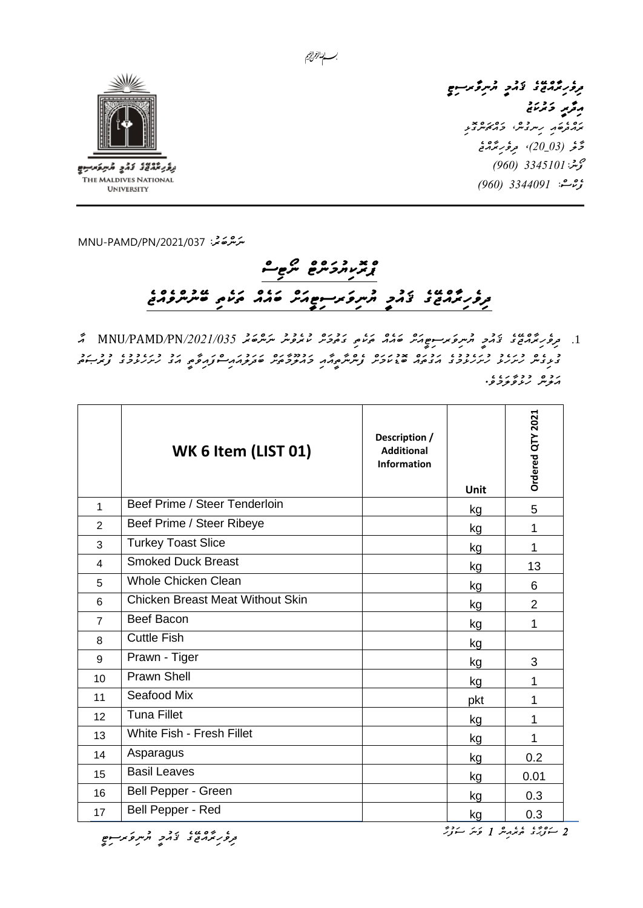بسم الله الرحمن الرحيم

ދިވެހިރާއްޖޭގެ ފޯރިން ނޭޝަނަލް ޔުނިވަރސިޓީ

އިދާރީ މަރުކަޒު

ރަހްދެބައި ހިނގުން، މައްޗަންގޮޅި

މާލެ (20_03)، ދިވެހިރާއްޖެ

ފޯން: 3345101 (960)

ފެކްސް: 3344091 (960)

THE MALDIVES NATIONAL UNIVERSITY

ނަންބަރު: MNU-PAMD/PN/2021/037

# ޕްރައިސްމަންޓް ނޯޓިސް

## ދިވެހިރާއްޖޭގެ ޤައުމީ ޔުނިވަރސިޓީއަށް ބަޔާން ތަކެތި ބޭނުންވެއްޖެ

1. ދިވެހިރާއްޖޭގެ ޤައުމީ ޔުނިވަރސިޓީއަށް ބަޔާން ތަކެތި ގަތުމަށް ކުރެވުނު ނަންބަރު MNU/PAMD/PN/2021/035 ގެ ނޯޓިސް ބާޠިލުކުރުމަށްފަހު ތަކެތި ސަޕްލައިކުރުމަށް ފަންނީ މައުލޫމާތު ބަލައިގަތުމަށް ސަޕްލައިކުރާ ފަރާތްތަކަށް ހުޅުވާލަމެވެ.

| | WK 6 Item (LIST 01) | Description / Additional Information | Unit | Ordered QTY 2021 |
|---|---|---|---|---|
| 1 | Beef Prime / Steer Tenderloin | | kg | 5 |
| 2 | Beef Prime / Steer Ribeye | | kg | 1 |
| 3 | Turkey Toast Slice | | kg | 1 |
| 4 | Smoked Duck Breast | | kg | 13 |
| 5 | Whole Chicken Clean | | kg | 6 |
| 6 | Chicken Breast Meat Without Skin | | kg | 2 |
| 7 | Beef Bacon | | kg | 1 |
| 8 | Cuttle Fish | | kg | |
| 9 | Prawn - Tiger | | kg | 3 |
| 10 | Prawn Shell | | kg | 1 |
| 11 | Seafood Mix | | pkt | 1 |
| 12 | Tuna Fillet | | kg | 1 |
| 13 | White Fish - Fresh Fillet | | kg | 1 |
| 14 | Asparagus | | kg | 0.2 |
| 15 | Basil Leaves | | kg | 0.01 |
| 16 | Bell Pepper - Green | | kg | 0.3 |
| 17 | Bell Pepper - Red | | kg | 0.3 |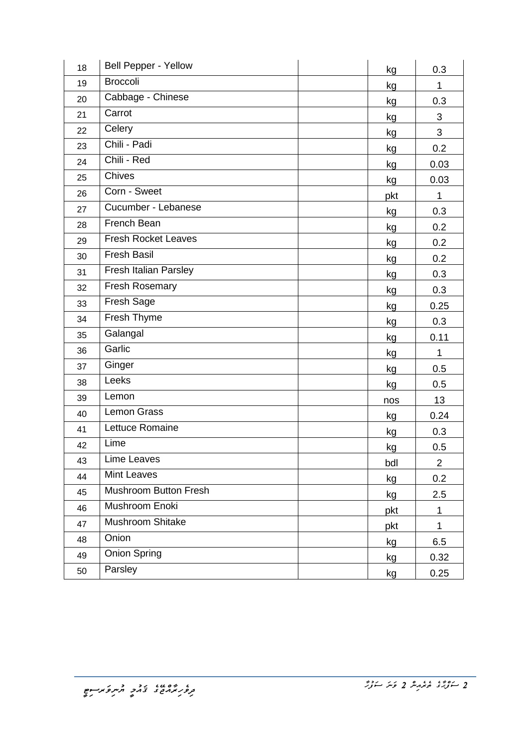| 18 | Bell Pepper - Yellow | | kg | 0.3 |
|---|---|---|---|---|
| 19 | Broccoli | | kg | 1 |
| 20 | Cabbage - Chinese | | kg | 0.3 |
| 21 | Carrot | | kg | 3 |
| 22 | Celery | | kg | 3 |
| 23 | Chili - Padi | | kg | 0.2 |
| 24 | Chili - Red | | kg | 0.03 |
| 25 | Chives | | kg | 0.03 |
| 26 | Corn - Sweet | | pkt | 1 |
| 27 | Cucumber - Lebanese | | kg | 0.3 |
| 28 | French Bean | | kg | 0.2 |
| 29 | Fresh Rocket Leaves | | kg | 0.2 |
| 30 | Fresh Basil | | kg | 0.2 |
| 31 | Fresh Italian Parsley | | kg | 0.3 |
| 32 | Fresh Rosemary | | kg | 0.3 |
| 33 | Fresh Sage | | kg | 0.25 |
| 34 | Fresh Thyme | | kg | 0.3 |
| 35 | Galangal | | kg | 0.11 |
| 36 | Garlic | | kg | 1 |
| 37 | Ginger | | kg | 0.5 |
| 38 | Leeks | | kg | 0.5 |
| 39 | Lemon | | nos | 13 |
| 40 | Lemon Grass | | kg | 0.24 |
| 41 | Lettuce Romaine | | kg | 0.3 |
| 42 | Lime | | kg | 0.5 |
| 43 | Lime Leaves | | bdl | 2 |
| 44 | Mint Leaves | | kg | 0.2 |
| 45 | Mushroom Button Fresh | | kg | 2.5 |
| 46 | Mushroom Enoki | | pkt | 1 |
| 47 | Mushroom Shitake | | pkt | 1 |
| 48 | Onion | | kg | 6.5 |
| 49 | Onion Spring | | kg | 0.32 |
| 50 | Parsley | | kg | 0.25 |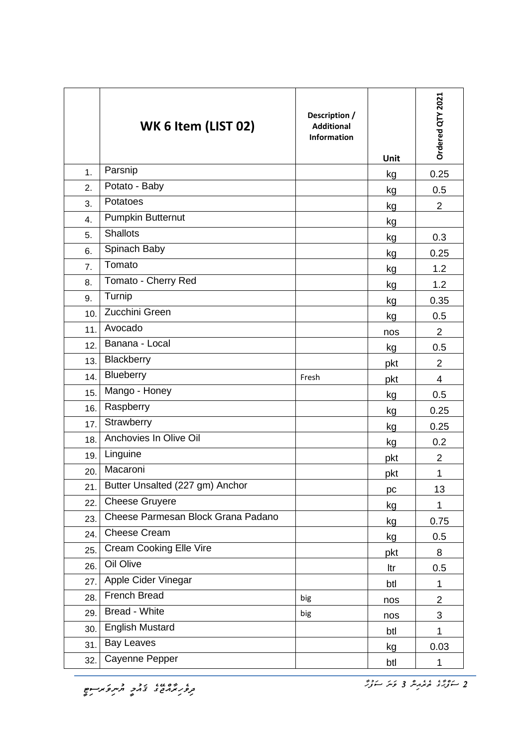| | WK 6 Item (LIST 02) | Description / Additional Information | Unit | Ordered QTY 2021 |
|---|---|---|---|---|
| 1. | Parsnip | | kg | 0.25 |
| 2. | Potato - Baby | | kg | 0.5 |
| 3. | Potatoes | | kg | 2 |
| 4. | Pumpkin Butternut | | kg | |
| 5. | Shallots | | kg | 0.3 |
| 6. | Spinach Baby | | kg | 0.25 |
| 7. | Tomato | | kg | 1.2 |
| 8. | Tomato - Cherry Red | | kg | 1.2 |
| 9. | Turnip | | kg | 0.35 |
| 10. | Zucchini Green | | kg | 0.5 |
| 11. | Avocado | | nos | 2 |
| 12. | Banana - Local | | kg | 0.5 |
| 13. | Blackberry | | pkt | 2 |
| 14. | Blueberry | Fresh | pkt | 4 |
| 15. | Mango - Honey | | kg | 0.5 |
| 16. | Raspberry | | kg | 0.25 |
| 17. | Strawberry | | kg | 0.25 |
| 18. | Anchovies In Olive Oil | | kg | 0.2 |
| 19. | Linguine | | pkt | 2 |
| 20. | Macaroni | | pkt | 1 |
| 21. | Butter Unsalted (227 gm) Anchor | | pc | 13 |
| 22. | Cheese Gruyere | | kg | 1 |
| 23. | Cheese Parmesan Block Grana Padano | | kg | 0.75 |
| 24. | Cheese Cream | | kg | 0.5 |
| 25. | Cream Cooking Elle Vire | | pkt | 8 |
| 26. | Oil Olive | | ltr | 0.5 |
| 27. | Apple Cider Vinegar | | btl | 1 |
| 28. | French Bread | big | nos | 2 |
| 29. | Bread - White | big | nos | 3 |
| 30. | English Mustard | | btl | 1 |
| 31. | Bay Leaves | | kg | 0.03 |
| 32. | Cayenne Pepper | | btl | 1 |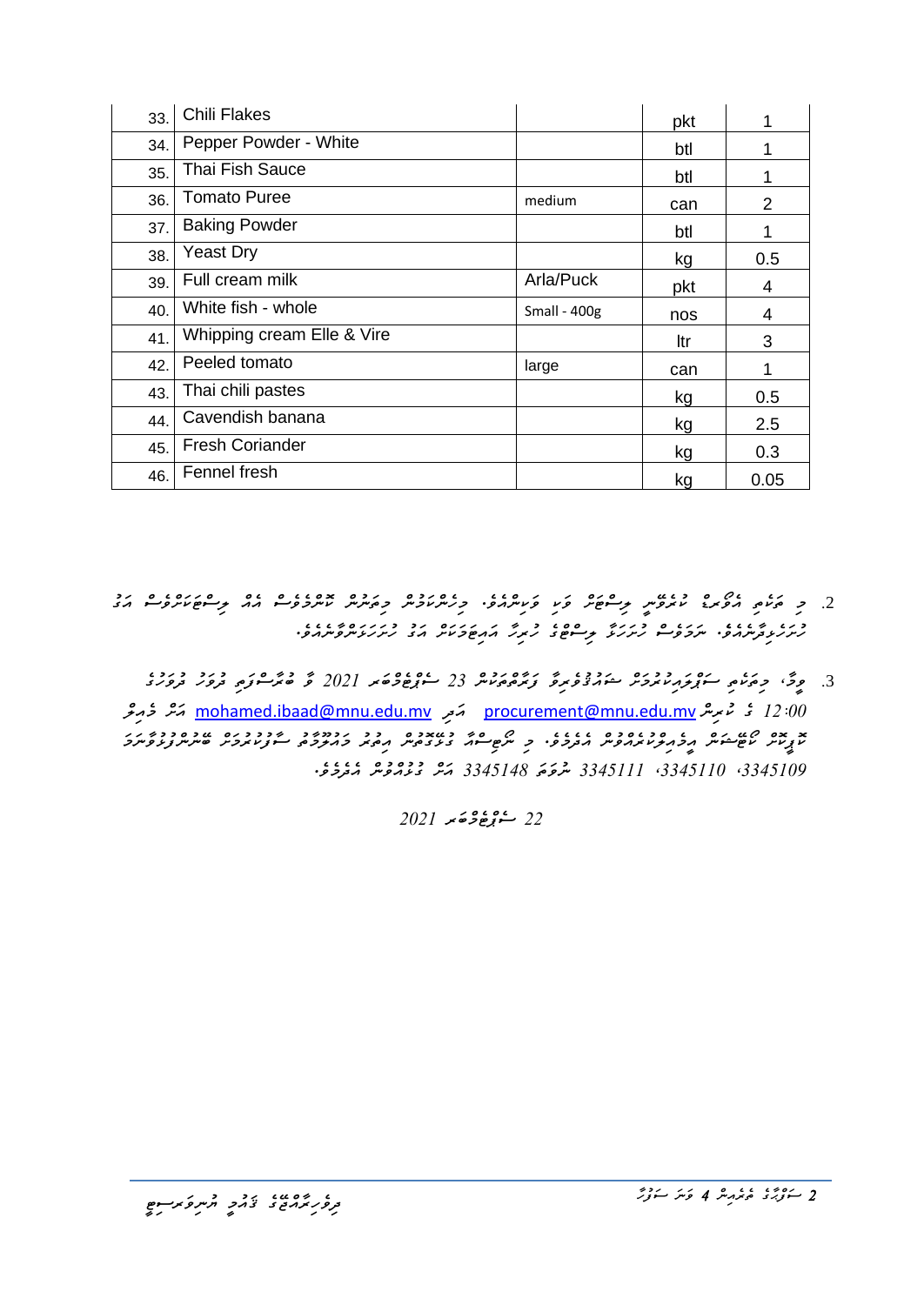| | | | | |
|---|---|---|---|---|
| 33. | Chili Flakes | | pkt | 1 |
| 34. | Pepper Powder - White | | btl | 1 |
| 35. | Thai Fish Sauce | | btl | 1 |
| 36. | Tomato Puree | medium | can | 2 |
| 37. | Baking Powder | | btl | 1 |
| 38. | Yeast Dry | | kg | 0.5 |
| 39. | Full cream milk | Arla/Puck | pkt | 4 |
| 40. | White fish - whole | Small - 400g | nos | 4 |
| 41. | Whipping cream Elle & Vire | | ltr | 3 |
| 42. | Peeled tomato | large | can | 1 |
| 43. | Thai chili pastes | | kg | 0.5 |
| 44. | Cavendish banana | | kg | 2.5 |
| 45. | Fresh Coriander | | kg | 0.3 |
| 46. | Fennel fresh | | kg | 0.05 |

2. މި ތަކެތި އޯޑަރު ކުރެވޭނީ ޑިސްކަން ވަކި ވަރަކަށެވެ. މިންވަރުން ކޮށްގެން ކޯޓޭޝަން އެއް ވެންޑަރަކަށް އަގު ހުށަހަޅުއްވާށެވެ. ނަމަވެސް ހުރިހާ ތަކެއްޗަށް އަގު ހުށަހަޅަން ވާނެއެވެ.

3. ވީމާ، މިތަކެތި ސަޕްލައިކޮށްދެވޭނެ ފަރާތްތަކުން 23 ސެޕްޓެމްބަރ 2021 ވާ ބުރާސްފަތި ދުވަހު ދުވާލު 12:00 ގެ ކުރިން procurement@mnu.edu.mv އަދި mohamed.ibaad@mnu.edu.mv އަށް ކޯޓޭޝަން ހުށަހެޅުއްވުން އެދެމެވެ. މި ނޯޓިސްއާ ގުޅޭގޮތުން އިތުރު މަޢުލޫމާތު ސާފުކުރުމަށް ބޭނުންފުޅުވާނަމަ 3345109، 3345110، 3345111 ނުވަތަ 3345148 އަށް ގުޅުއްވުން އެދެމެވެ.

22 ސެޕްޓެމްބަރ 2021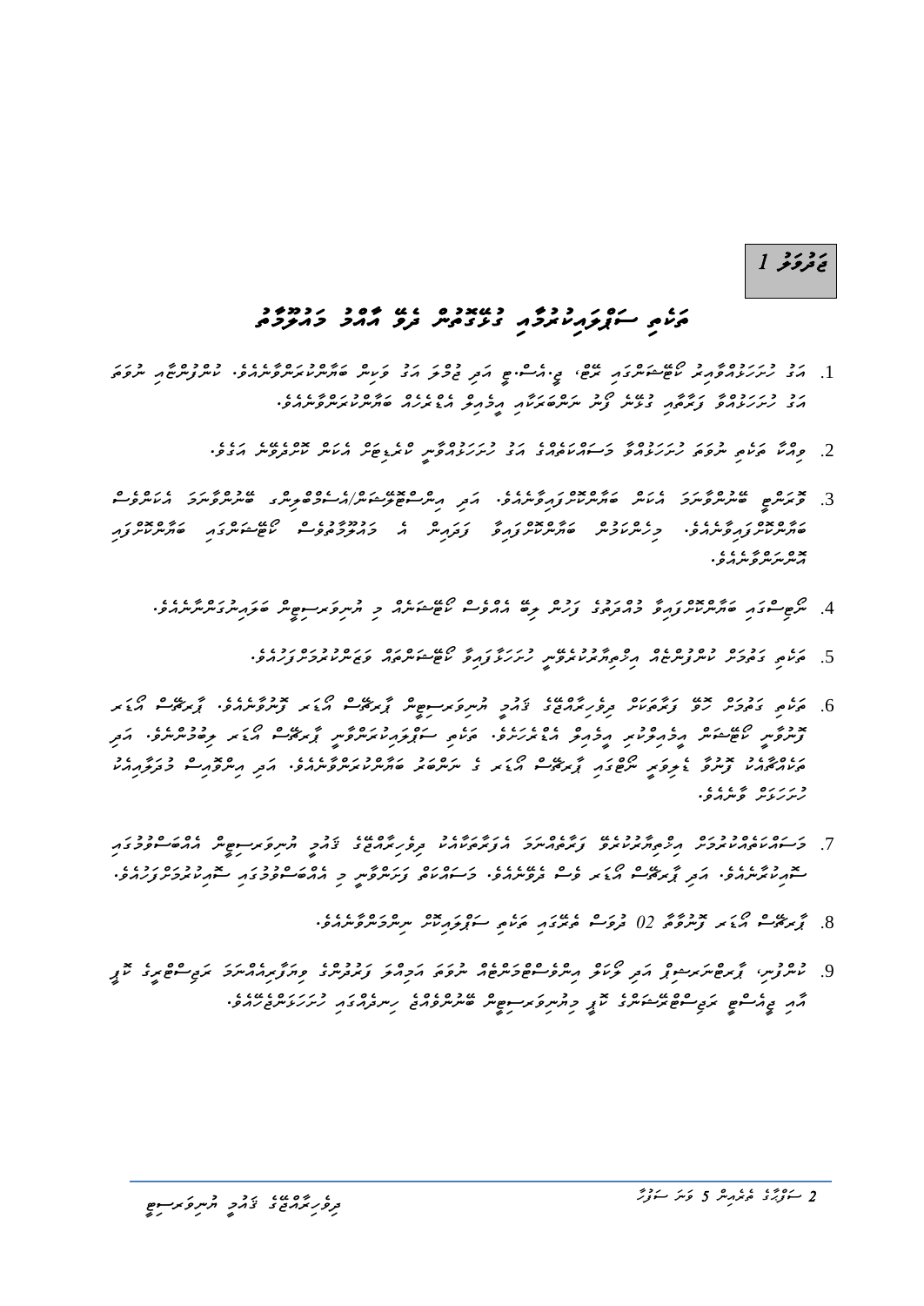**ޗެޕްޓަރ 1**

# ތަކެތި ސަޕްލައިކުރުމާއި ގުދާމުން ދޫކުރާ އާއްމު މައުލޫމާތު

1. އަގު ހުށަހަޅުއްވާއިރު ކޯޓޭޝަންގައި ރޭޓު، ޖީ.އެސް.ޓީ އަދި ޖުމްލަ އަގު ވަކިން ބަޔާންކުރަންވާނެއެވެ. ކުންފުންޏާއި ނުވަތަ އަގު ހުށަހަޅުއްވާ ފަރާތާއި ގުޅޭނެ ފޯން ނަންބަރާއި އީމެއިލް އެޑްރެސް ބަޔާންކުރަންވާނެއެވެ.

2. ވިއްކާ ތަކެތި ނުވަތަ ހުށަހަޅުއްވާ މަސައްކަތުގެ އަގު ހުށަހަޅުއްވާނީ ރާއްޖޭގެ ރުފިޔާއިން ކަމުގައި ވާންވާނެއެވެ.

3. ވޮރަންޓީ ޕީރިއަޑާއި އަގާއި ބަޔާންކުރަންވާނެއެވެ. އަދި އިންސްޓޯލޭޝަން/އެސެމްބްލިންގ ޕީރިއަޑާއި އަގާއިވެސް ބަޔާންކުރަންވާނެއެވެ. މިފަދަ ކަންކަން ބަޔާންކުރާއިރު ވަކިވަކިން ބަޔާންކުރަންވާނެއެވެ. ކޯޓޭޝަންގައި ބަޔާންކުރަންވާނެއެވެ.

4. ކޯޓޭޝަނުގައި ބަޔާންކޮށްފައިވާ މުއްދަތުގެ ފަހުން ލިބޭ އެއްވެސް ކޯޓޭޝަނެއް މި އޮފީހަކުން ބަލައިނުގަނެވޭނެއެވެ.

5. ތަކެތި ގަނެވޭނީ ކުންފުންޏެއް ރަޖިސްޓްރީކުރުމުގެ ހުއްދަ ލިބިފައިވާ ކޯޓޭޝަން ހުށަހަޅާ ފަރާތަކުންނެވެ.

6. ތަކެތި ގެނުވަން ހުރި ޚަރަދުތައް ދިވެހިރާއްޖޭގެ ފިނޭންސް މިނިސްޓްރީން ޕާރޗޭސް އޯޑަރ ޖާރީކުރަންވާނެއެވެ. ޕާރޗޭސް އޯޑަރ ފޮނުވުމުން ކޯޓޭޝަންގައި ބަޔާންކޮށްފައިވާ ޕާރޗޭސް އޯޑަރ ލިބުމުންނެވެ. ތަކެތި ސަޕްލައިކުރުމުގެ ކުރިން ތަކެތި ބަލައިގަތުމަށް ބަޔާންކޮށްފައިވާ ގޮތަށް ޕާރޗޭސް އޯޑަރ ގައި ބަޔާންކޮށްފައިވާ ގޮތަށް ނުވަތަ ބަޔާންކުރަންވާނެއެވެ. އަދި އިންވޮއިސް މުއްދަތުގައި ހުށަހަޅަންވާނެއެވެ.

7. މަސައްކަތްކުރުމުގައި އިތުރު ޚަރަދުތަކެއް ދިމާވާނަމަ ފިނޭންސް މިނިސްޓްރީގެ އެއްބަސްވުމާއެކު ކުރަންވާނެއެވެ. އަދި ޕާރޗޭސް އޯޑަރ ލިބުމުން މަސައްކަތް ފެށުމަށް ފަހު އެއްބަސްވުމުގައި ބަޔާންކުރެވިފައިވާ ގޮތަށް ކުރަންވާނެއެވެ.

8. ޕާރޗޭސް އޯޑަރ ފޮނުވާތާ 02 ދުވަސް ތެރޭގައި ތަކެތި ސަޕްލައިކޮށް ނިންމަންވާނެއެވެ.

9. ކުންފުނި، ޕާރޓްނަރޝިޕް އަދި ފަރުދުންގެ މުއާމަލާތް ކުރެވޭނީ ރަޖިސްޓްރީކުރެވިފައިވާ ކުންފުނިތަކުން އަދި ޖީ.އެސް.ޓީ އަށް ރަޖިސްޓްރީކުރެވިފައިވާ ފަރާތްތަކާއެވެ. ފިނޭންސް މިނިސްޓްރީގައި ރަޖިސްޓްރީކުރަންވާނެއެވެ.